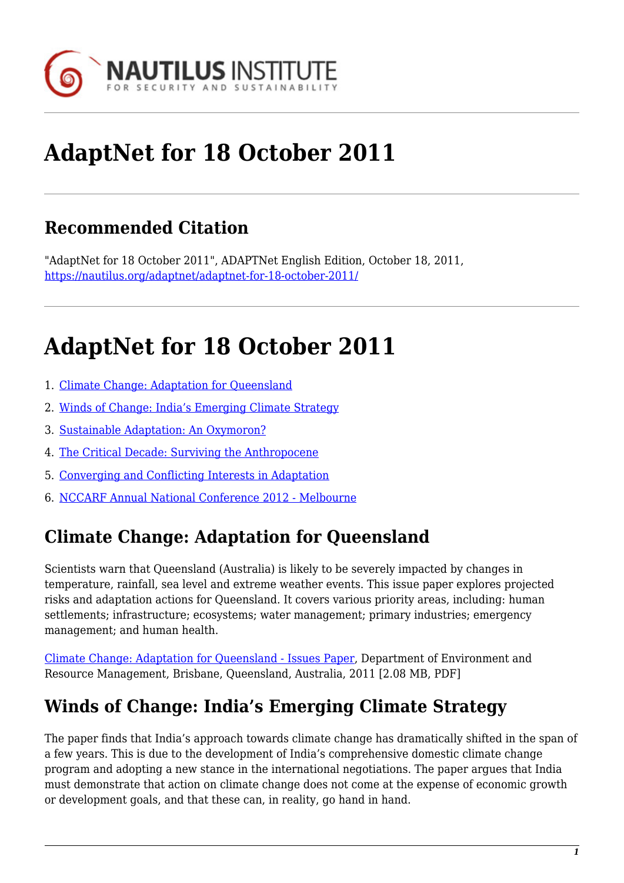# AdaptNet for 18 October 2011

## Recommended Citation

"AdaptNet for 18 October 2011", ADAPTNet English Edition, October 18, 2011, https://nautilus.org/adaptnet/adaptnet-for-18-october-2011/

# AdaptNet for 18 October 2011

1. Climate Change: Adaptation for Queensland
2. Winds of Change: India's Emerging Climate Strategy
3. Sustainable Adaptation: An Oxymoron?
4. The Critical Decade: Surviving the Anthropocene
5. Converging and Conflicting Interests in Adaptation
6. NCCARF Annual National Conference 2012 - Melbourne

## Climate Change: Adaptation for Queensland

Scientists warn that Queensland (Australia) is likely to be severely impacted by changes in temperature, rainfall, sea level and extreme weather events. This issue paper explores projected risks and adaptation actions for Queensland. It covers various priority areas, including: human settlements; infrastructure; ecosystems; water management; primary industries; emergency management; and human health.

Climate Change: Adaptation for Queensland - Issues Paper, Department of Environment and Resource Management, Brisbane, Queensland, Australia, 2011 [2.08 MB, PDF]

## Winds of Change: India's Emerging Climate Strategy

The paper finds that India's approach towards climate change has dramatically shifted in the span of a few years. This is due to the development of India's comprehensive domestic climate change program and adopting a new stance in the international negotiations. The paper argues that India must demonstrate that action on climate change does not come at the expense of economic growth or development goals, and that these can, in reality, go hand in hand.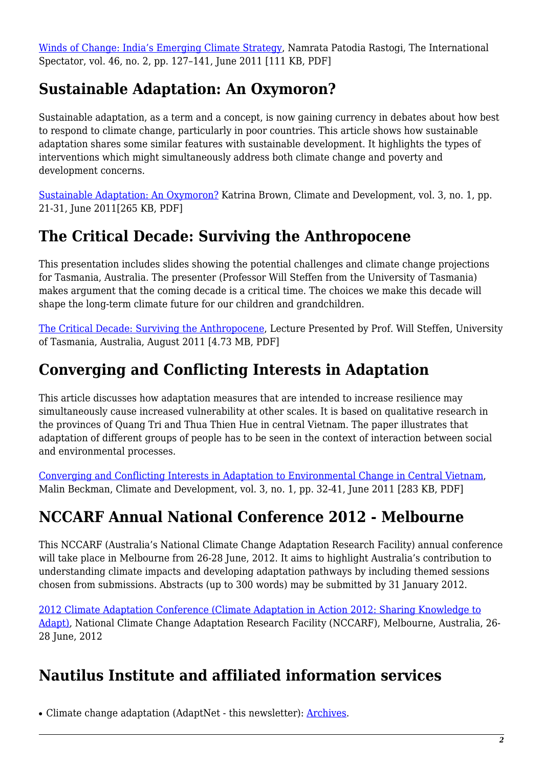[Winds of Change: India's Emerging Climate Strategy](), Namrata Patodia Rastogi, The International Spectator, vol. 46, no. 2, pp. 127–141, June 2011 [111 KB, PDF]

## Sustainable Adaptation: An Oxymoron?

Sustainable adaptation, as a term and a concept, is now gaining currency in debates about how best to respond to climate change, particularly in poor countries. This article shows how sustainable adaptation shares some similar features with sustainable development. It highlights the types of interventions which might simultaneously address both climate change and poverty and development concerns.

[Sustainable Adaptation: An Oxymoron?]() Katrina Brown, Climate and Development, vol. 3, no. 1, pp. 21-31, June 2011[265 KB, PDF]

## The Critical Decade: Surviving the Anthropocene

This presentation includes slides showing the potential challenges and climate change projections for Tasmania, Australia. The presenter (Professor Will Steffen from the University of Tasmania) makes argument that the coming decade is a critical time. The choices we make this decade will shape the long-term climate future for our children and grandchildren.

[The Critical Decade: Surviving the Anthropocene](), Lecture Presented by Prof. Will Steffen, University of Tasmania, Australia, August 2011 [4.73 MB, PDF]

## Converging and Conflicting Interests in Adaptation

This article discusses how adaptation measures that are intended to increase resilience may simultaneously cause increased vulnerability at other scales. It is based on qualitative research in the provinces of Quang Tri and Thua Thien Hue in central Vietnam. The paper illustrates that adaptation of different groups of people has to be seen in the context of interaction between social and environmental processes.

[Converging and Conflicting Interests in Adaptation to Environmental Change in Central Vietnam](), Malin Beckman, Climate and Development, vol. 3, no. 1, pp. 32-41, June 2011 [283 KB, PDF]

## NCCARF Annual National Conference 2012 - Melbourne

This NCCARF (Australia's National Climate Change Adaptation Research Facility) annual conference will take place in Melbourne from 26-28 June, 2012. It aims to highlight Australia's contribution to understanding climate impacts and developing adaptation pathways by including themed sessions chosen from submissions. Abstracts (up to 300 words) may be submitted by 31 January 2012.

[2012 Climate Adaptation Conference (Climate Adaptation in Action 2012: Sharing Knowledge to Adapt)](), National Climate Change Adaptation Research Facility (NCCARF), Melbourne, Australia, 26-28 June, 2012

## Nautilus Institute and affiliated information services

- Climate change adaptation (AdaptNet - this newsletter): [Archives]().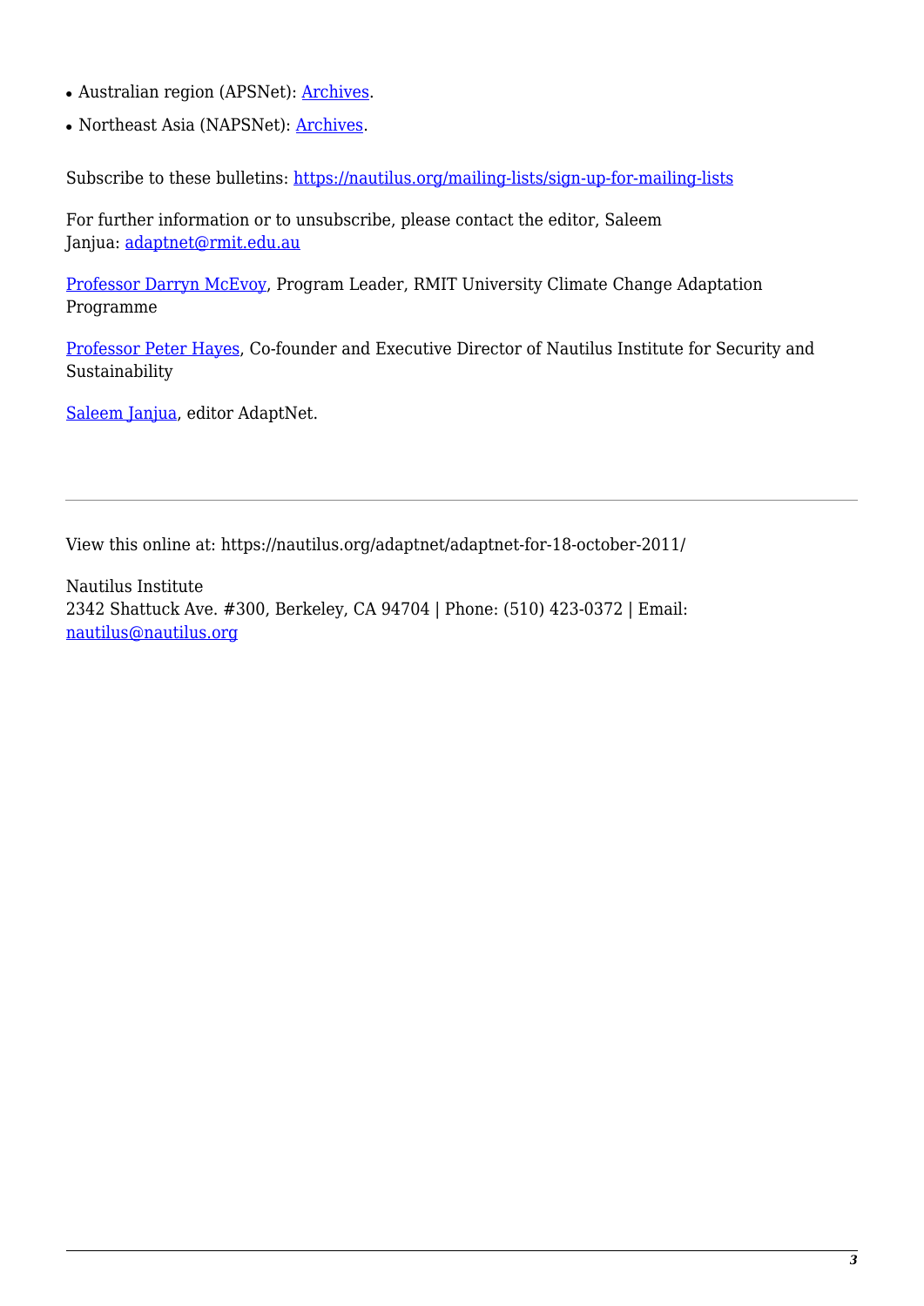- Australian region (APSNet): Archives.
- Northeast Asia (NAPSNet): Archives.

Subscribe to these bulletins: https://nautilus.org/mailing-lists/sign-up-for-mailing-lists

For further information or to unsubscribe, please contact the editor, Saleem Janjua: adaptnet@rmit.edu.au

Professor Darryn McEvoy, Program Leader, RMIT University Climate Change Adaptation Programme

Professor Peter Hayes, Co-founder and Executive Director of Nautilus Institute for Security and Sustainability

Saleem Janjua, editor AdaptNet.

---

View this online at: https://nautilus.org/adaptnet/adaptnet-for-18-october-2011/

Nautilus Institute
2342 Shattuck Ave. #300, Berkeley, CA 94704 | Phone: (510) 423-0372 | Email: nautilus@nautilus.org